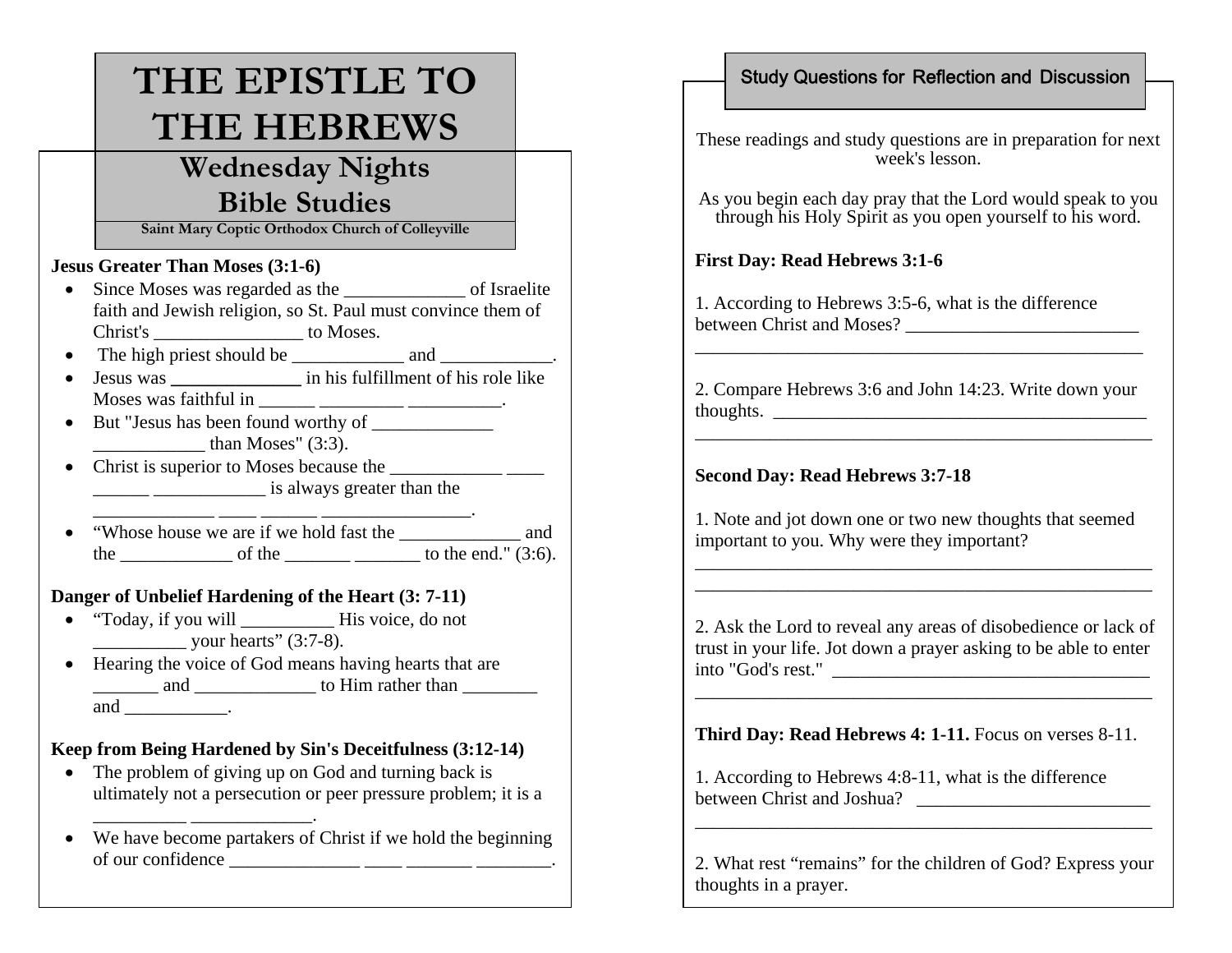# THE EPISTLE TO THE HEBREWS

## Wednesday Nights Bible Studies

**Saint Mary Coptic Orthodox Church of Colleyville**

**Jesus Greater Than Moses (3:1-6)**

- Since Moses was regarded as the _____________ of Israelite faith and Jewish religion, so St. Paul must convince them of Christ's ________________ to Moses.
- The high priest should be ____________ and ____________.
- Jesus was **______________** in his fulfillment of his role like Moses was faithful in ______ _________ __________.
- But "Jesus has been found worthy of _____________ ____________ than Moses" (3:3).
- Christ is superior to Moses because the ____________ ____ ______ ____________ is always greater than the _____________ ____ ______ ________________.
- “Whose house we are if we hold fast the _____________ and the ____________ of the _______ _______ to the end." (3:6).

**Danger of Unbelief Hardening of the Heart (3: 7-11)**

- “Today, if you will __________ His voice, do not __________ your hearts” (3:7-8).
- Hearing the voice of God means having hearts that are _______ and _____________ to Him rather than ________ and ___________.

**Keep from Being Hardened by Sin's Deceitfulness (3:12-14)**

- The problem of giving up on God and turning back is ultimately not a persecution or peer pressure problem; it is a __________ _____________.
- We have become partakers of Christ if we hold the beginning of our confidence ______________ ____ _______ ________.

## Study Questions for Reflection and Discussion

These readings and study questions are in preparation for next week's lesson.

As you begin each day pray that the Lord would speak to you through his Holy Spirit as you open yourself to his word.

**First Day: Read Hebrews 3:1-6**

1. According to Hebrews 3:5-6, what is the difference between Christ and Moses? _________________________
___________________________________________________

2. Compare Hebrews 3:6 and John 14:23. Write down your thoughts. __________________________________________
___________________________________________________

**Second Day: Read Hebrews 3:7-18**

1. Note and jot down one or two new thoughts that seemed important to you. Why were they important?
___________________________________________________
___________________________________________________

2. Ask the Lord to reveal any areas of disobedience or lack of trust in your life. Jot down a prayer asking to be able to enter into "God's rest." ___________________________________
___________________________________________________

**Third Day: Read Hebrews 4: 1-11.** Focus on verses 8-11.

1. According to Hebrews 4:8-11, what is the difference between Christ and Joshua? _________________________
___________________________________________________

2. What rest “remains” for the children of God? Express your thoughts in a prayer.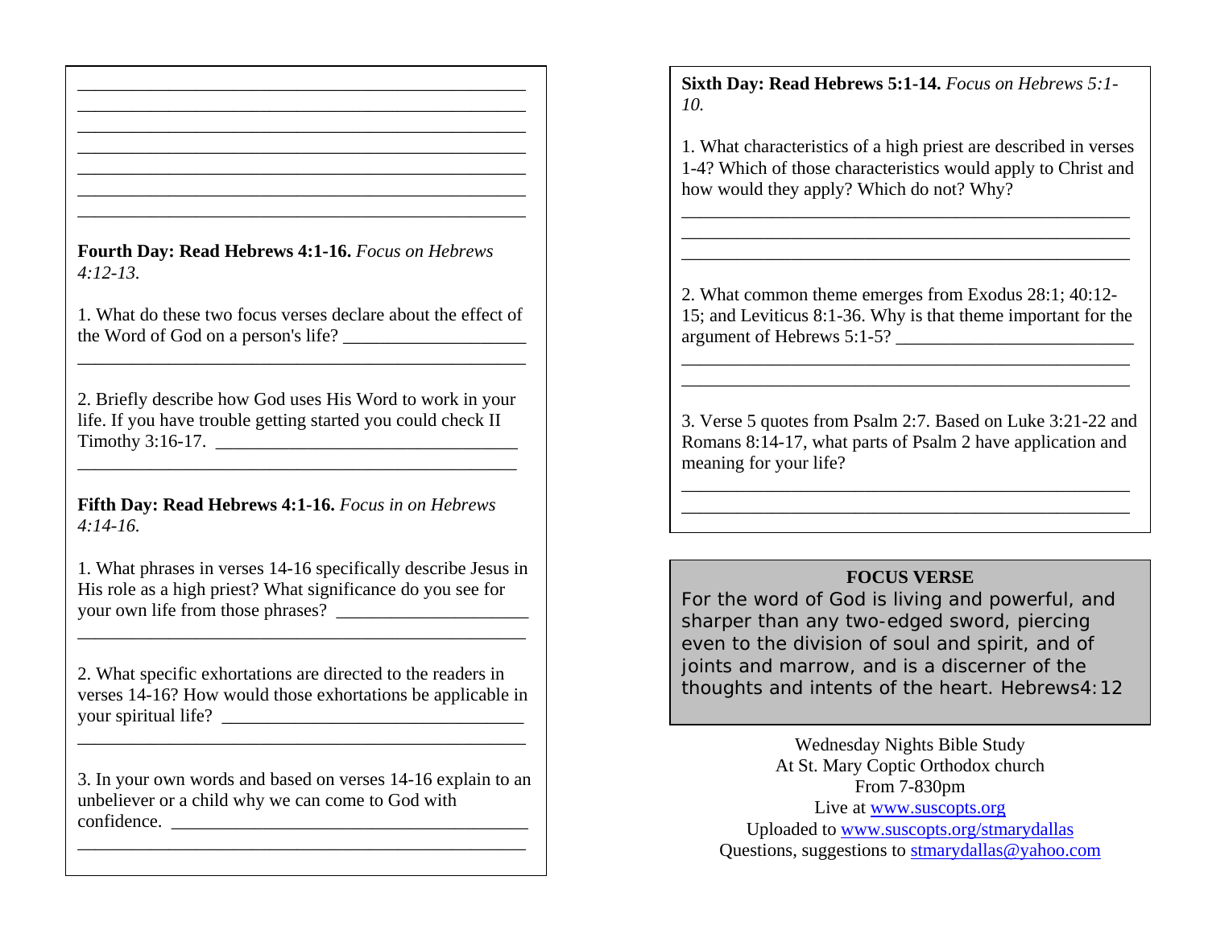\_\_\_\_\_\_\_\_\_\_\_\_\_\_\_\_\_\_\_\_\_\_\_\_\_\_\_\_\_\_\_\_\_\_\_\_\_\_\_\_\_\_\_\_\_\_\_\_\_\_

\_\_\_\_\_\_\_\_\_\_\_\_\_\_\_\_\_\_\_\_\_\_\_\_\_\_\_\_\_\_\_\_\_\_\_\_\_\_\_\_\_\_\_\_\_\_\_\_\_\_

\_\_\_\_\_\_\_\_\_\_\_\_\_\_\_\_\_\_\_\_\_\_\_\_\_\_\_\_\_\_\_\_\_\_\_\_\_\_\_\_\_\_\_\_\_\_\_\_\_\_

\_\_\_\_\_\_\_\_\_\_\_\_\_\_\_\_\_\_\_\_\_\_\_\_\_\_\_\_\_\_\_\_\_\_\_\_\_\_\_\_\_\_\_\_\_\_\_\_\_\_

\_\_\_\_\_\_\_\_\_\_\_\_\_\_\_\_\_\_\_\_\_\_\_\_\_\_\_\_\_\_\_\_\_\_\_\_\_\_\_\_\_\_\_\_\_\_\_\_\_\_

\_\_\_\_\_\_\_\_\_\_\_\_\_\_\_\_\_\_\_\_\_\_\_\_\_\_\_\_\_\_\_\_\_\_\_\_\_\_\_\_\_\_\_\_\_\_\_\_\_\_

\_\_\_\_\_\_\_\_\_\_\_\_\_\_\_\_\_\_\_\_\_\_\_\_\_\_\_\_\_\_\_\_\_\_\_\_\_\_\_\_\_\_\_\_\_\_\_\_\_\_

**Fourth Day: Read Hebrews 4:1-16.** *Focus on Hebrews 4:12-13.*

1. What do these two focus verses declare about the effect of the Word of God on a person's life? \_\_\_\_\_\_\_\_\_\_\_\_\_\_\_\_\_\_\_\_

\_\_\_\_\_\_\_\_\_\_\_\_\_\_\_\_\_\_\_\_\_\_\_\_\_\_\_\_\_\_\_\_\_\_\_\_\_\_\_\_\_\_\_\_\_\_\_\_\_\_

2. Briefly describe how God uses His Word to work in your life. If you have trouble getting started you could check II Timothy 3:16-17. \_\_\_\_\_\_\_\_\_\_\_\_\_\_\_\_\_\_\_\_\_\_\_\_\_\_\_\_\_\_\_\_\_\_

\_\_\_\_\_\_\_\_\_\_\_\_\_\_\_\_\_\_\_\_\_\_\_\_\_\_\_\_\_\_\_\_\_\_\_\_\_\_\_\_\_\_\_\_\_\_\_\_\_\_

**Fifth Day: Read Hebrews 4:1-16.** *Focus in on Hebrews 4:14-16.*

1. What phrases in verses 14-16 specifically describe Jesus in His role as a high priest? What significance do you see for your own life from those phrases? \_\_\_\_\_\_\_\_\_\_\_\_\_\_\_\_\_\_\_\_\_

\_\_\_\_\_\_\_\_\_\_\_\_\_\_\_\_\_\_\_\_\_\_\_\_\_\_\_\_\_\_\_\_\_\_\_\_\_\_\_\_\_\_\_\_\_\_\_\_\_\_

2. What specific exhortations are directed to the readers in verses 14-16? How would those exhortations be applicable in your spiritual life? \_\_\_\_\_\_\_\_\_\_\_\_\_\_\_\_\_\_\_\_\_\_\_\_\_\_\_\_\_\_\_\_\_\_

\_\_\_\_\_\_\_\_\_\_\_\_\_\_\_\_\_\_\_\_\_\_\_\_\_\_\_\_\_\_\_\_\_\_\_\_\_\_\_\_\_\_\_\_\_\_\_\_\_\_

3. In your own words and based on verses 14-16 explain to an unbeliever or a child why we can come to God with confidence. \_\_\_\_\_\_\_\_\_\_\_\_\_\_\_\_\_\_\_\_\_\_\_\_\_\_\_\_\_\_\_\_\_\_\_\_\_\_\_\_

\_\_\_\_\_\_\_\_\_\_\_\_\_\_\_\_\_\_\_\_\_\_\_\_\_\_\_\_\_\_\_\_\_\_\_\_\_\_\_\_\_\_\_\_\_\_\_\_\_\_

**Sixth Day: Read Hebrews 5:1-14.** *Focus on Hebrews 5:1-10.*

1. What characteristics of a high priest are described in verses 1-4? Which of those characteristics would apply to Christ and how would they apply? Which do not? Why?

\_\_\_\_\_\_\_\_\_\_\_\_\_\_\_\_\_\_\_\_\_\_\_\_\_\_\_\_\_\_\_\_\_\_\_\_\_\_\_\_\_\_\_\_\_\_\_\_\_\_

\_\_\_\_\_\_\_\_\_\_\_\_\_\_\_\_\_\_\_\_\_\_\_\_\_\_\_\_\_\_\_\_\_\_\_\_\_\_\_\_\_\_\_\_\_\_\_\_\_\_

\_\_\_\_\_\_\_\_\_\_\_\_\_\_\_\_\_\_\_\_\_\_\_\_\_\_\_\_\_\_\_\_\_\_\_\_\_\_\_\_\_\_\_\_\_\_\_\_\_\_

2. What common theme emerges from Exodus 28:1; 40:12-15; and Leviticus 8:1-36. Why is that theme important for the argument of Hebrews 5:1-5? \_\_\_\_\_\_\_\_\_\_\_\_\_\_\_\_\_\_\_\_\_\_\_\_\_\_\_

\_\_\_\_\_\_\_\_\_\_\_\_\_\_\_\_\_\_\_\_\_\_\_\_\_\_\_\_\_\_\_\_\_\_\_\_\_\_\_\_\_\_\_\_\_\_\_\_\_\_

\_\_\_\_\_\_\_\_\_\_\_\_\_\_\_\_\_\_\_\_\_\_\_\_\_\_\_\_\_\_\_\_\_\_\_\_\_\_\_\_\_\_\_\_\_\_\_\_\_\_

3. Verse 5 quotes from Psalm 2:7. Based on Luke 3:21-22 and Romans 8:14-17, what parts of Psalm 2 have application and meaning for your life?

\_\_\_\_\_\_\_\_\_\_\_\_\_\_\_\_\_\_\_\_\_\_\_\_\_\_\_\_\_\_\_\_\_\_\_\_\_\_\_\_\_\_\_\_\_\_\_\_\_\_

\_\_\_\_\_\_\_\_\_\_\_\_\_\_\_\_\_\_\_\_\_\_\_\_\_\_\_\_\_\_\_\_\_\_\_\_\_\_\_\_\_\_\_\_\_\_\_\_\_\_

**FOCUS VERSE**

For the word of God is living and powerful, and sharper than any two-edged sword, piercing even to the division of soul and spirit, and of joints and marrow, and is a discerner of the thoughts and intents of the heart. Hebrews4:12

Wednesday Nights Bible Study
At St. Mary Coptic Orthodox church
From 7-830pm
Live at www.suscopts.org
Uploaded to www.suscopts.org/stmarydallas
Questions, suggestions to stmarydallas@yahoo.com